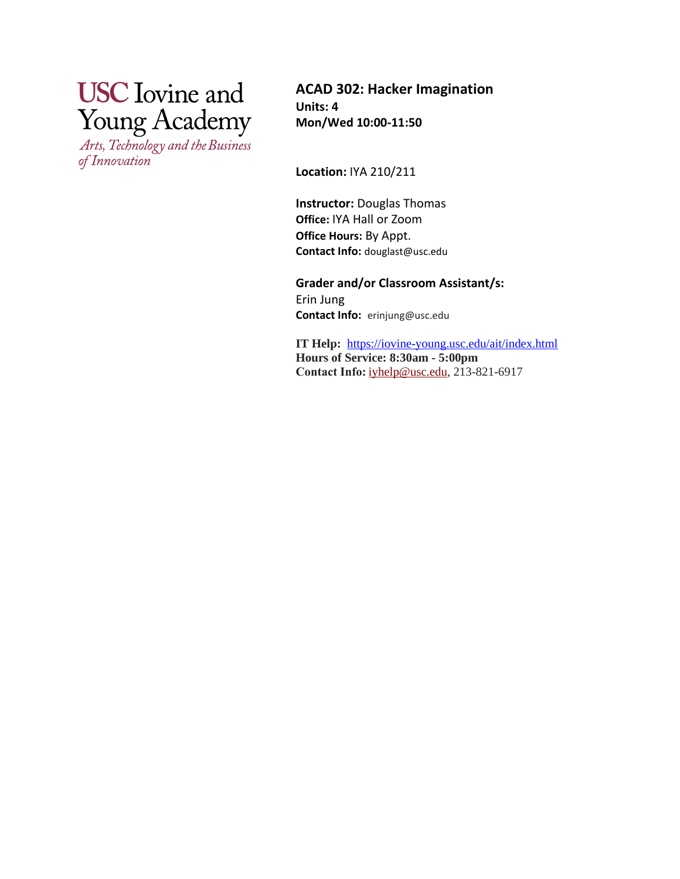USC Iovine and Young Academy

*Arts, Technology and the Business of Innovation*

# ACAD 302: Hacker Imagination

**Units: 4**

**Mon/Wed 10:00-11:50**

**Location:** IYA 210/211

**Instructor:** Douglas Thomas

**Office:** IYA Hall or Zoom

**Office Hours:** By Appt.

**Contact Info:** douglast@usc.edu

**Grader and/or Classroom Assistant/s:**

Erin Jung

**Contact Info:** erinjung@usc.edu

**IT Help:** https://iovine-young.usc.edu/ait/index.html

**Hours of Service: 8:30am - 5:00pm**

**Contact Info:** iyhelp@usc.edu, 213-821-6917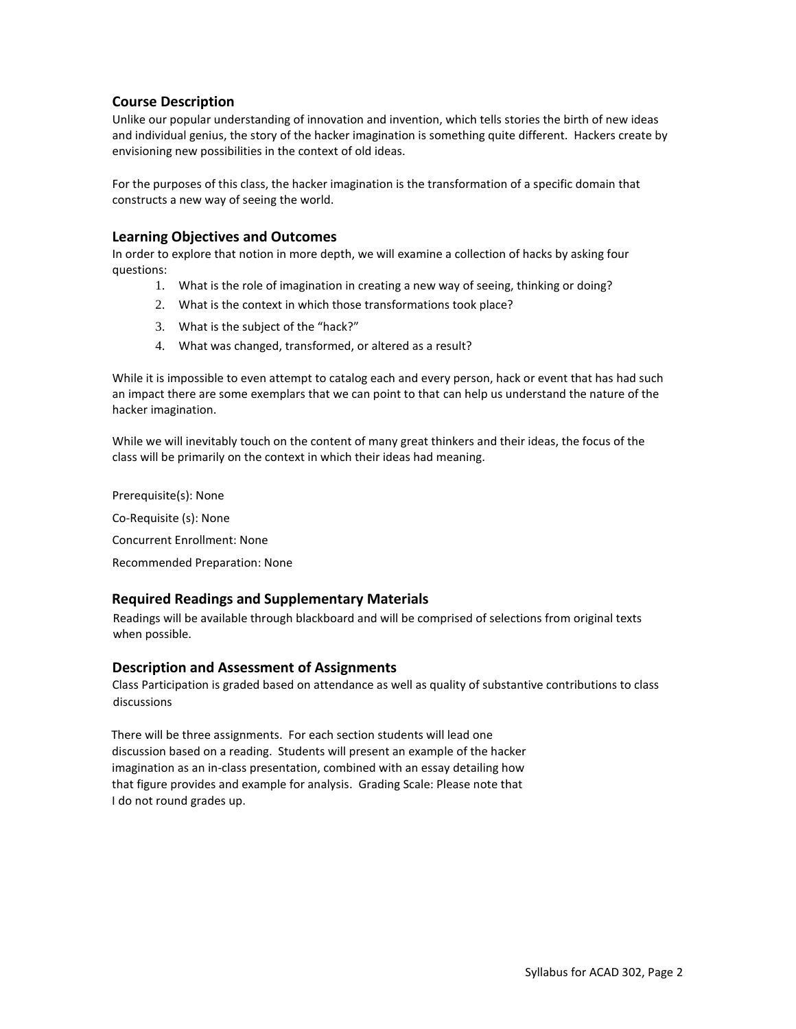## Course Description

Unlike our popular understanding of innovation and invention, which tells stories the birth of new ideas and individual genius, the story of the hacker imagination is something quite different. Hackers create by envisioning new possibilities in the context of old ideas.

For the purposes of this class, the hacker imagination is the transformation of a specific domain that constructs a new way of seeing the world.

## Learning Objectives and Outcomes

In order to explore that notion in more depth, we will examine a collection of hacks by asking four questions:

1. What is the role of imagination in creating a new way of seeing, thinking or doing?
2. What is the context in which those transformations took place?
3. What is the subject of the "hack?"
4. What was changed, transformed, or altered as a result?

While it is impossible to even attempt to catalog each and every person, hack or event that has had such an impact there are some exemplars that we can point to that can help us understand the nature of the hacker imagination.

While we will inevitably touch on the content of many great thinkers and their ideas, the focus of the class will be primarily on the context in which their ideas had meaning.

Prerequisite(s): None

Co-Requisite (s): None

Concurrent Enrollment: None

Recommended Preparation: None

## Required Readings and Supplementary Materials

Readings will be available through blackboard and will be comprised of selections from original texts when possible.

## Description and Assessment of Assignments

Class Participation is graded based on attendance as well as quality of substantive contributions to class discussions

There will be three assignments. For each section students will lead one discussion based on a reading. Students will present an example of the hacker imagination as an in-class presentation, combined with an essay detailing how that figure provides and example for analysis. Grading Scale: Please note that I do not round grades up.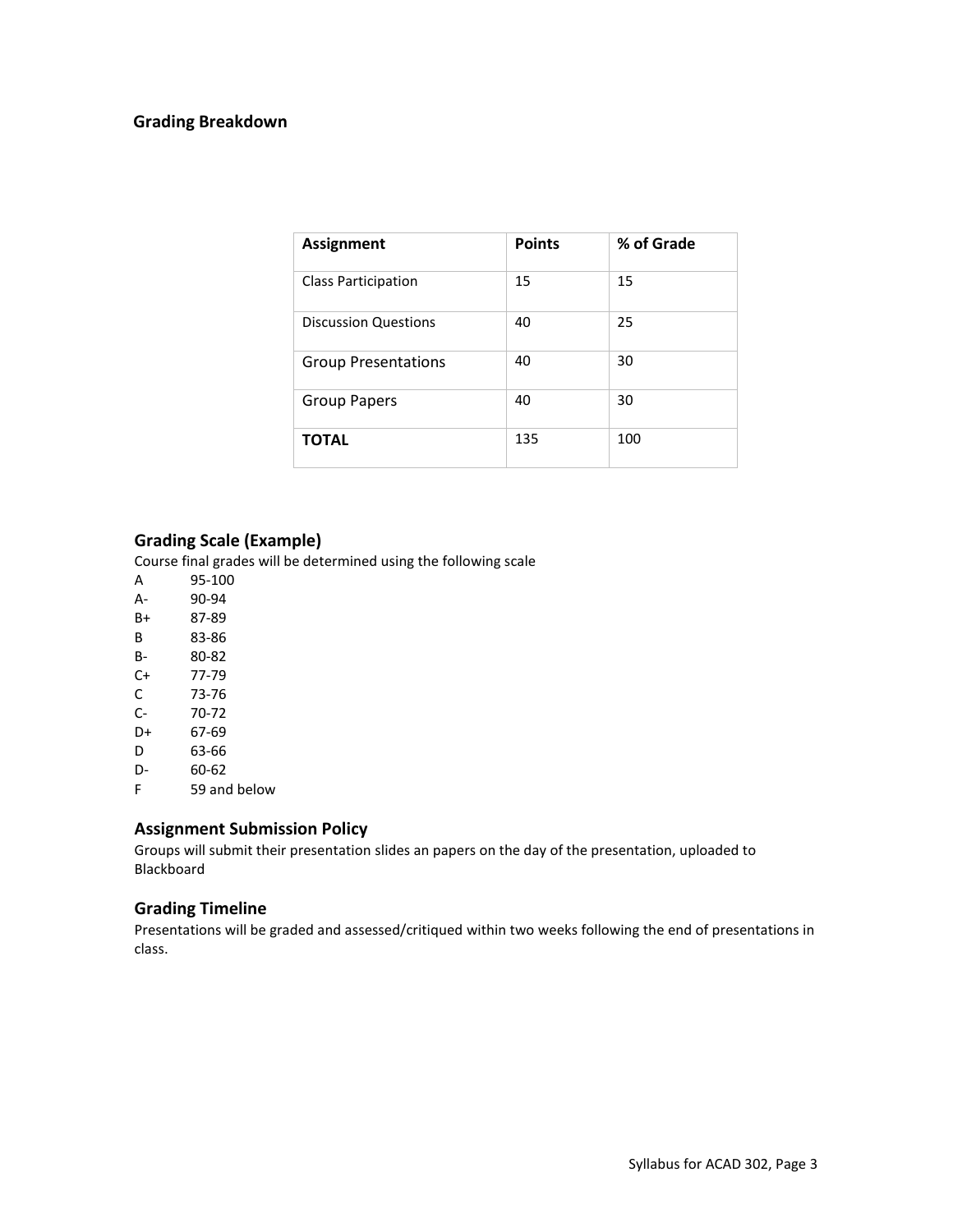## Grading Breakdown

| Assignment | Points | % of Grade |
|---|---|---|
| Class Participation | 15 | 15 |
| Discussion Questions | 40 | 25 |
| Group Presentations | 40 | 30 |
| Group Papers | 40 | 30 |
| **TOTAL** | 135 | 100 |

## Grading Scale (Example)

Course final grades will be determined using the following scale

| | |
|---|---|
| A | 95-100 |
| A- | 90-94 |
| B+ | 87-89 |
| B | 83-86 |
| B- | 80-82 |
| C+ | 77-79 |
| C | 73-76 |
| C- | 70-72 |
| D+ | 67-69 |
| D | 63-66 |
| D- | 60-62 |
| F | 59 and below |

## Assignment Submission Policy

Groups will submit their presentation slides an papers on the day of the presentation, uploaded to Blackboard

## Grading Timeline

Presentations will be graded and assessed/critiqued within two weeks following the end of presentations in class.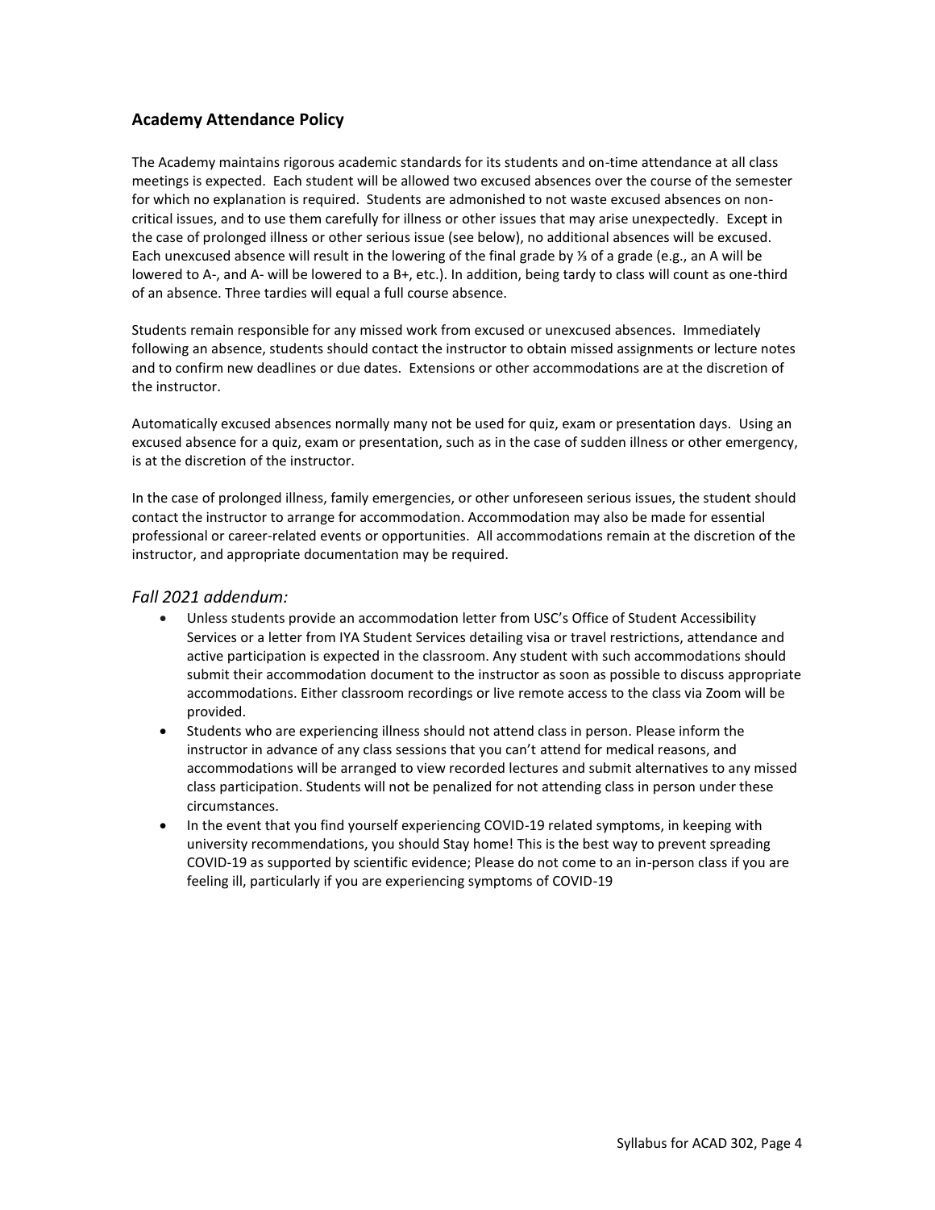## Academy Attendance Policy

The Academy maintains rigorous academic standards for its students and on-time attendance at all class meetings is expected. Each student will be allowed two excused absences over the course of the semester for which no explanation is required. Students are admonished to not waste excused absences on non-critical issues, and to use them carefully for illness or other issues that may arise unexpectedly. Except in the case of prolonged illness or other serious issue (see below), no additional absences will be excused. Each unexcused absence will result in the lowering of the final grade by ⅓ of a grade (e.g., an A will be lowered to A-, and A- will be lowered to a B+, etc.). In addition, being tardy to class will count as one-third of an absence. Three tardies will equal a full course absence.

Students remain responsible for any missed work from excused or unexcused absences. Immediately following an absence, students should contact the instructor to obtain missed assignments or lecture notes and to confirm new deadlines or due dates. Extensions or other accommodations are at the discretion of the instructor.

Automatically excused absences normally many not be used for quiz, exam or presentation days. Using an excused absence for a quiz, exam or presentation, such as in the case of sudden illness or other emergency, is at the discretion of the instructor.

In the case of prolonged illness, family emergencies, or other unforeseen serious issues, the student should contact the instructor to arrange for accommodation. Accommodation may also be made for essential professional or career-related events or opportunities. All accommodations remain at the discretion of the instructor, and appropriate documentation may be required.

### *Fall 2021 addendum:*

- Unless students provide an accommodation letter from USC's Office of Student Accessibility Services or a letter from IYA Student Services detailing visa or travel restrictions, attendance and active participation is expected in the classroom. Any student with such accommodations should submit their accommodation document to the instructor as soon as possible to discuss appropriate accommodations. Either classroom recordings or live remote access to the class via Zoom will be provided.
- Students who are experiencing illness should not attend class in person. Please inform the instructor in advance of any class sessions that you can't attend for medical reasons, and accommodations will be arranged to view recorded lectures and submit alternatives to any missed class participation. Students will not be penalized for not attending class in person under these circumstances.
- In the event that you find yourself experiencing COVID-19 related symptoms, in keeping with university recommendations, you should Stay home! This is the best way to prevent spreading COVID-19 as supported by scientific evidence; Please do not come to an in-person class if you are feeling ill, particularly if you are experiencing symptoms of COVID-19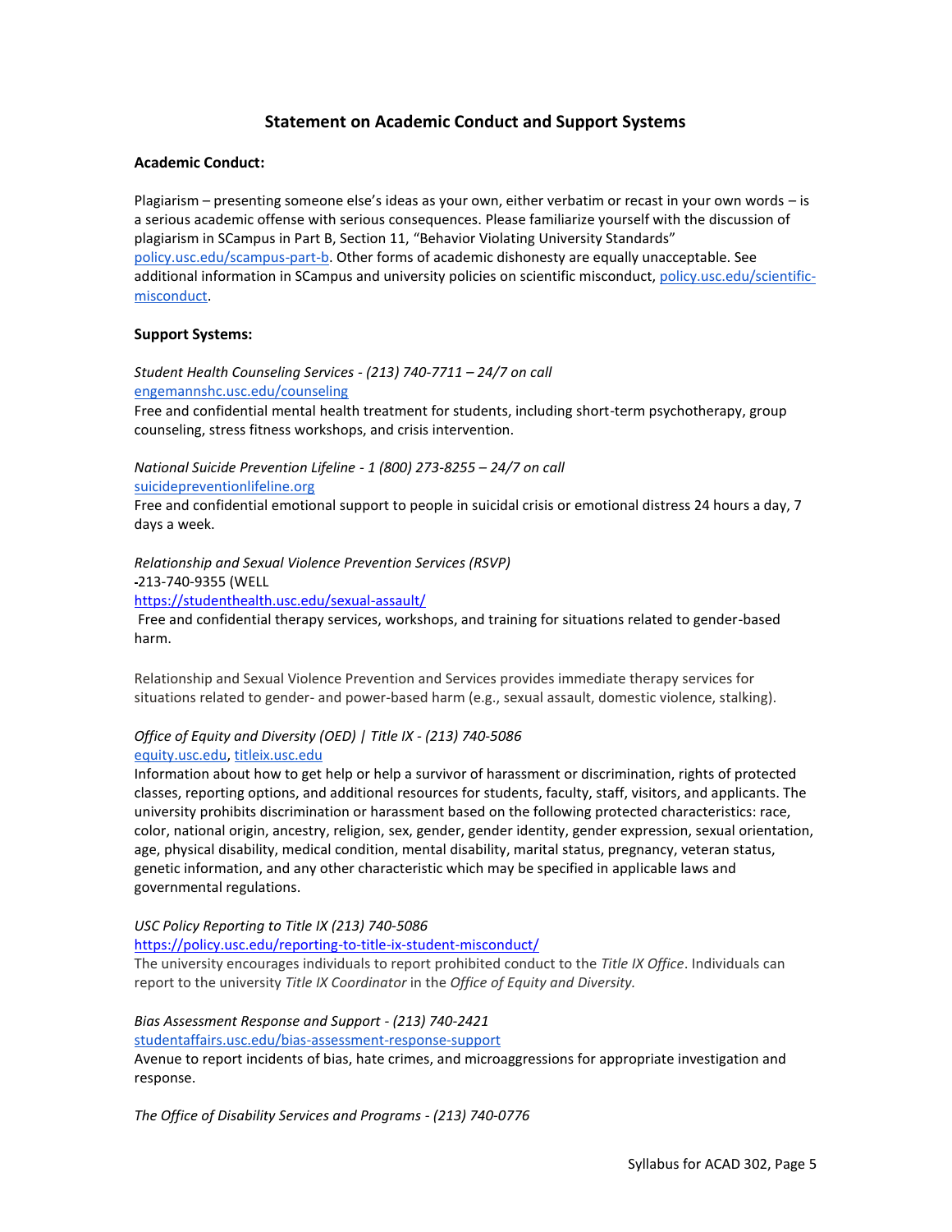## Statement on Academic Conduct and Support Systems

**Academic Conduct:**

Plagiarism – presenting someone else's ideas as your own, either verbatim or recast in your own words – is a serious academic offense with serious consequences. Please familiarize yourself with the discussion of plagiarism in SCampus in Part B, Section 11, "Behavior Violating University Standards" policy.usc.edu/scampus-part-b. Other forms of academic dishonesty are equally unacceptable. See additional information in SCampus and university policies on scientific misconduct, policy.usc.edu/scientific-misconduct.

**Support Systems:**

*Student Health Counseling Services - (213) 740-7711 – 24/7 on call*
engemannshc.usc.edu/counseling
Free and confidential mental health treatment for students, including short-term psychotherapy, group counseling, stress fitness workshops, and crisis intervention.

*National Suicide Prevention Lifeline - 1 (800) 273-8255 – 24/7 on call*
suicidepreventionlifeline.org
Free and confidential emotional support to people in suicidal crisis or emotional distress 24 hours a day, 7 days a week.

*Relationship and Sexual Violence Prevention Services (RSVP)*
-213-740-9355 (WELL
https://studenthealth.usc.edu/sexual-assault/
Free and confidential therapy services, workshops, and training for situations related to gender-based harm.

Relationship and Sexual Violence Prevention and Services provides immediate therapy services for situations related to gender- and power-based harm (e.g., sexual assault, domestic violence, stalking).

*Office of Equity and Diversity (OED) | Title IX - (213) 740-5086*
equity.usc.edu, titleix.usc.edu
Information about how to get help or help a survivor of harassment or discrimination, rights of protected classes, reporting options, and additional resources for students, faculty, staff, visitors, and applicants. The university prohibits discrimination or harassment based on the following protected characteristics: race, color, national origin, ancestry, religion, sex, gender, gender identity, gender expression, sexual orientation, age, physical disability, medical condition, mental disability, marital status, pregnancy, veteran status, genetic information, and any other characteristic which may be specified in applicable laws and governmental regulations.

*USC Policy Reporting to Title IX (213) 740-5086*
https://policy.usc.edu/reporting-to-title-ix-student-misconduct/
The university encourages individuals to report prohibited conduct to the *Title IX Office*. Individuals can report to the university *Title IX Coordinator* in the *Office of Equity and Diversity.*

*Bias Assessment Response and Support - (213) 740-2421*
studentaffairs.usc.edu/bias-assessment-response-support
Avenue to report incidents of bias, hate crimes, and microaggressions for appropriate investigation and response.

*The Office of Disability Services and Programs - (213) 740-0776*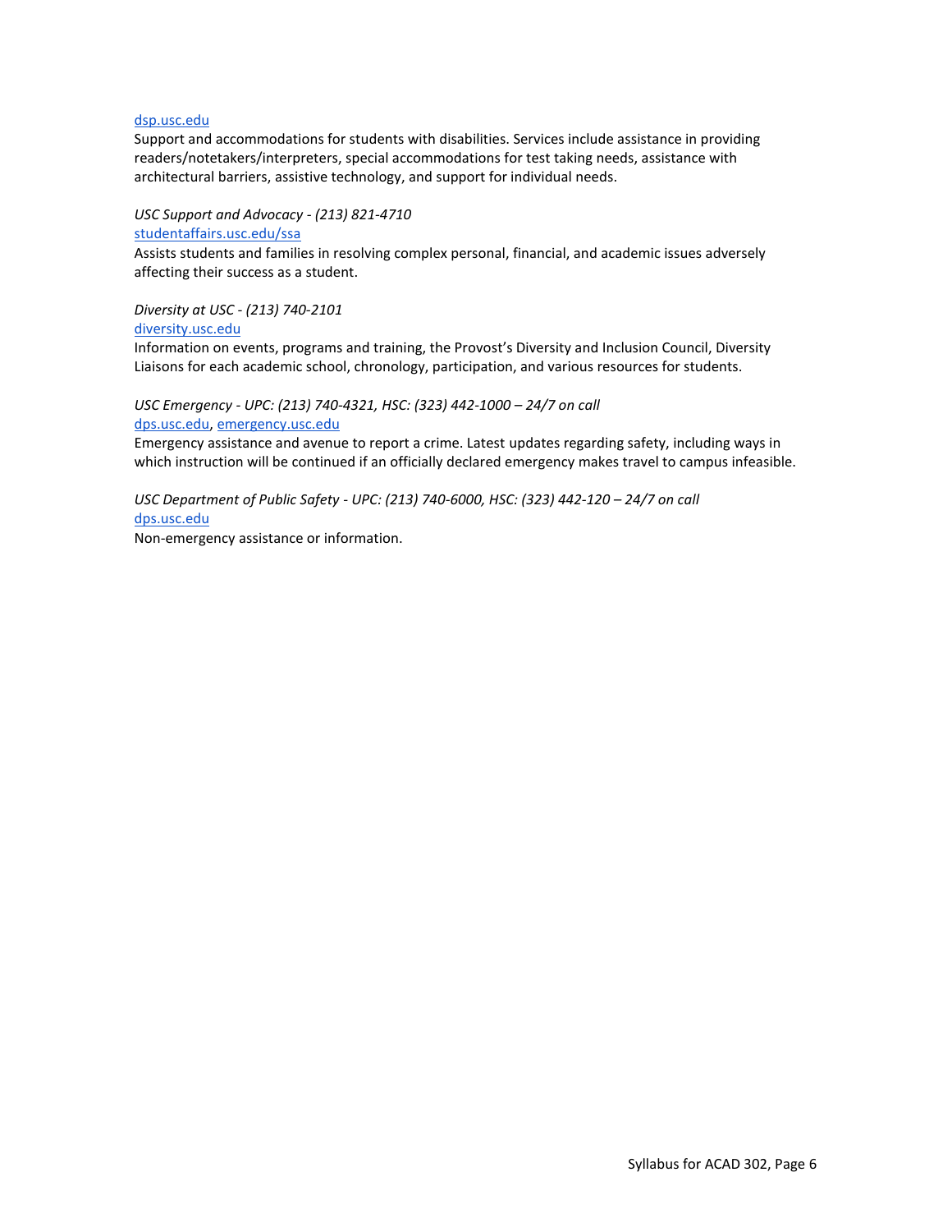dsp.usc.edu
Support and accommodations for students with disabilities. Services include assistance in providing readers/notetakers/interpreters, special accommodations for test taking needs, assistance with architectural barriers, assistive technology, and support for individual needs.

*USC Support and Advocacy - (213) 821-4710*
studentaffairs.usc.edu/ssa
Assists students and families in resolving complex personal, financial, and academic issues adversely affecting their success as a student.

*Diversity at USC - (213) 740-2101*
diversity.usc.edu
Information on events, programs and training, the Provost's Diversity and Inclusion Council, Diversity Liaisons for each academic school, chronology, participation, and various resources for students.

*USC Emergency - UPC: (213) 740-4321, HSC: (323) 442-1000 – 24/7 on call*
dps.usc.edu, emergency.usc.edu
Emergency assistance and avenue to report a crime. Latest updates regarding safety, including ways in which instruction will be continued if an officially declared emergency makes travel to campus infeasible.

*USC Department of Public Safety - UPC: (213) 740-6000, HSC: (323) 442-120 – 24/7 on call*
dps.usc.edu
Non-emergency assistance or information.